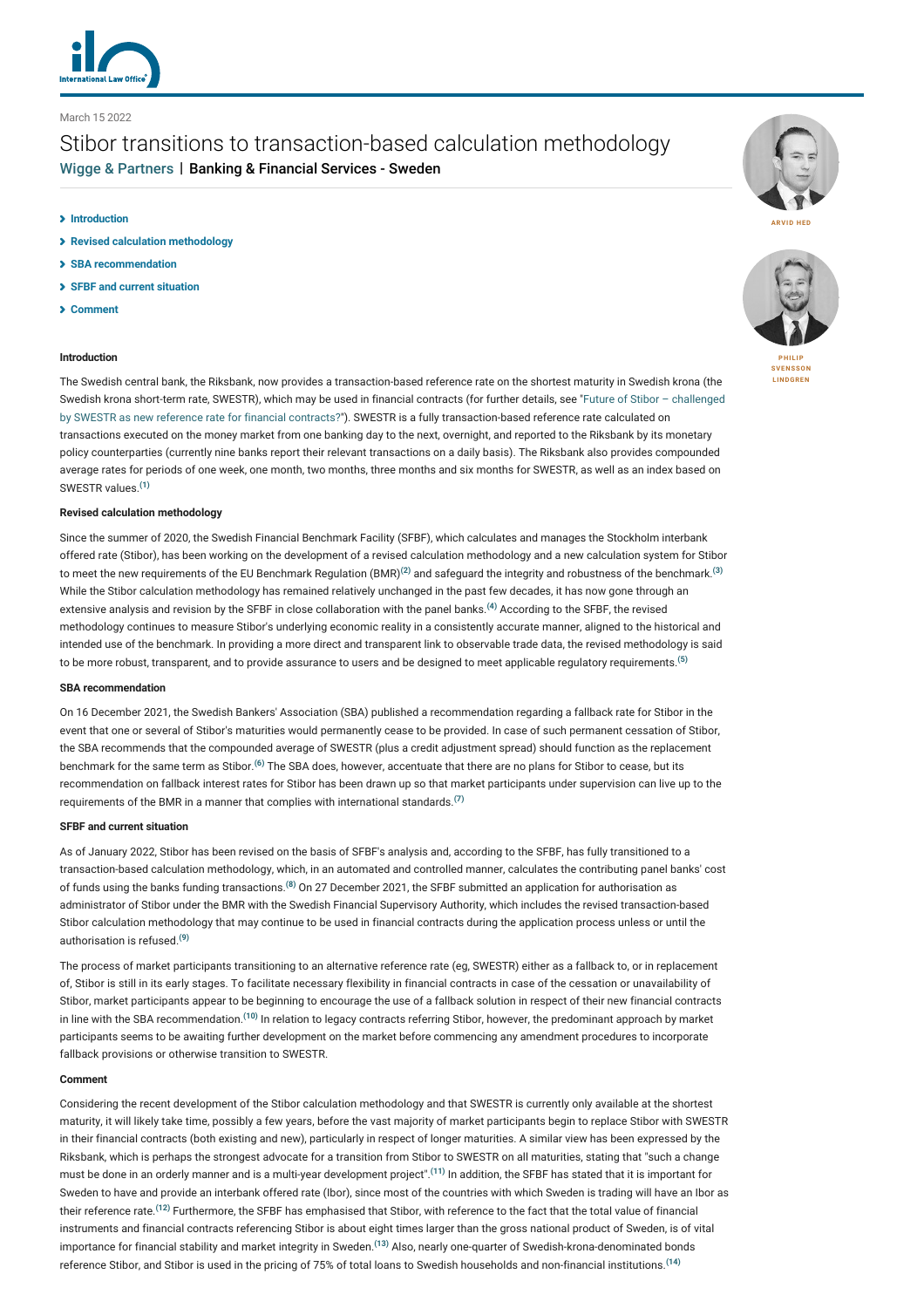March 15 2022

# Stibor transitions to transaction-based calculation methodology

**Wigge & Partners | Banking & Financial Services - Sweden**

ARVID HED

PHILIP SVENSSON LINDGREN

- Introduction
- Revised calculation methodology
- SBA recommendation
- SFBF and current situation
- Comment

### Introduction

The Swedish central bank, the Riksbank, now provides a transaction-based reference rate on the shortest maturity in Swedish krona (the Swedish krona short-term rate, SWESTR), which may be used in financial contracts (for further details, see "Future of Stibor – challenged by SWESTR as new reference rate for financial contracts?"). SWESTR is a fully transaction-based reference rate calculated on transactions executed on the money market from one banking day to the next, overnight, and reported to the Riksbank by its monetary policy counterparties (currently nine banks report their relevant transactions on a daily basis). The Riksbank also provides compounded average rates for periods of one week, one month, two months, three months and six months for SWESTR, as well as an index based on SWESTR values.[(1)]

### Revised calculation methodology

Since the summer of 2020, the Swedish Financial Benchmark Facility (SFBF), which calculates and manages the Stockholm interbank offered rate (Stibor), has been working on the development of a revised calculation methodology and a new calculation system for Stibor to meet the new requirements of the EU Benchmark Regulation (BMR)[(2)] and safeguard the integrity and robustness of the benchmark.[(3)] While the Stibor calculation methodology has remained relatively unchanged in the past few decades, it has now gone through an extensive analysis and revision by the SFBF in close collaboration with the panel banks.[(4)] According to the SFBF, the revised methodology continues to measure Stibor's underlying economic reality in a consistently accurate manner, aligned to the historical and intended use of the benchmark. In providing a more direct and transparent link to observable trade data, the revised methodology is said to be more robust, transparent, and to provide assurance to users and be designed to meet applicable regulatory requirements.[(5)]

### SBA recommendation

On 16 December 2021, the Swedish Bankers' Association (SBA) published a recommendation regarding a fallback rate for Stibor in the event that one or several of Stibor's maturities would permanently cease to be provided. In case of such permanent cessation of Stibor, the SBA recommends that the compounded average of SWESTR (plus a credit adjustment spread) should function as the replacement benchmark for the same term as Stibor.[(6)] The SBA does, however, accentuate that there are no plans for Stibor to cease, but its recommendation on fallback interest rates for Stibor has been drawn up so that market participants under supervision can live up to the requirements of the BMR in a manner that complies with international standards.[(7)]

### SFBF and current situation

As of January 2022, Stibor has been revised on the basis of SFBF's analysis and, according to the SFBF, has fully transitioned to a transaction-based calculation methodology, which, in an automated and controlled manner, calculates the contributing panel banks' cost of funds using the banks funding transactions.[(8)] On 27 December 2021, the SFBF submitted an application for authorisation as administrator of Stibor under the BMR with the Swedish Financial Supervisory Authority, which includes the revised transaction-based Stibor calculation methodology that may continue to be used in financial contracts during the application process unless or until the authorisation is refused.[(9)]

The process of market participants transitioning to an alternative reference rate (eg, SWESTR) either as a fallback to, or in replacement of, Stibor is still in its early stages. To facilitate necessary flexibility in financial contracts in case of the cessation or unavailability of Stibor, market participants appear to be beginning to encourage the use of a fallback solution in respect of their new financial contracts in line with the SBA recommendation.[(10)] In relation to legacy contracts referring Stibor, however, the predominant approach by market participants seems to be awaiting further development on the market before commencing any amendment procedures to incorporate fallback provisions or otherwise transition to SWESTR.

### Comment

Considering the recent development of the Stibor calculation methodology and that SWESTR is currently only available at the shortest maturity, it will likely take time, possibly a few years, before the vast majority of market participants begin to replace Stibor with SWESTR in their financial contracts (both existing and new), particularly in respect of longer maturities. A similar view has been expressed by the Riksbank, which is perhaps the strongest advocate for a transition from Stibor to SWESTR on all maturities, stating that "such a change must be done in an orderly manner and is a multi-year development project".[(11)] In addition, the SFBF has stated that it is important for Sweden to have and provide an interbank offered rate (Ibor), since most of the countries with which Sweden is trading will have an Ibor as their reference rate.[(12)] Furthermore, the SFBF has emphasised that Stibor, with reference to the fact that the total value of financial instruments and financial contracts referencing Stibor is about eight times larger than the gross national product of Sweden, is of vital importance for financial stability and market integrity in Sweden.[(13)] Also, nearly one-quarter of Swedish-krona-denominated bonds reference Stibor, and Stibor is used in the pricing of 75% of total loans to Swedish households and non-financial institutions.[(14)]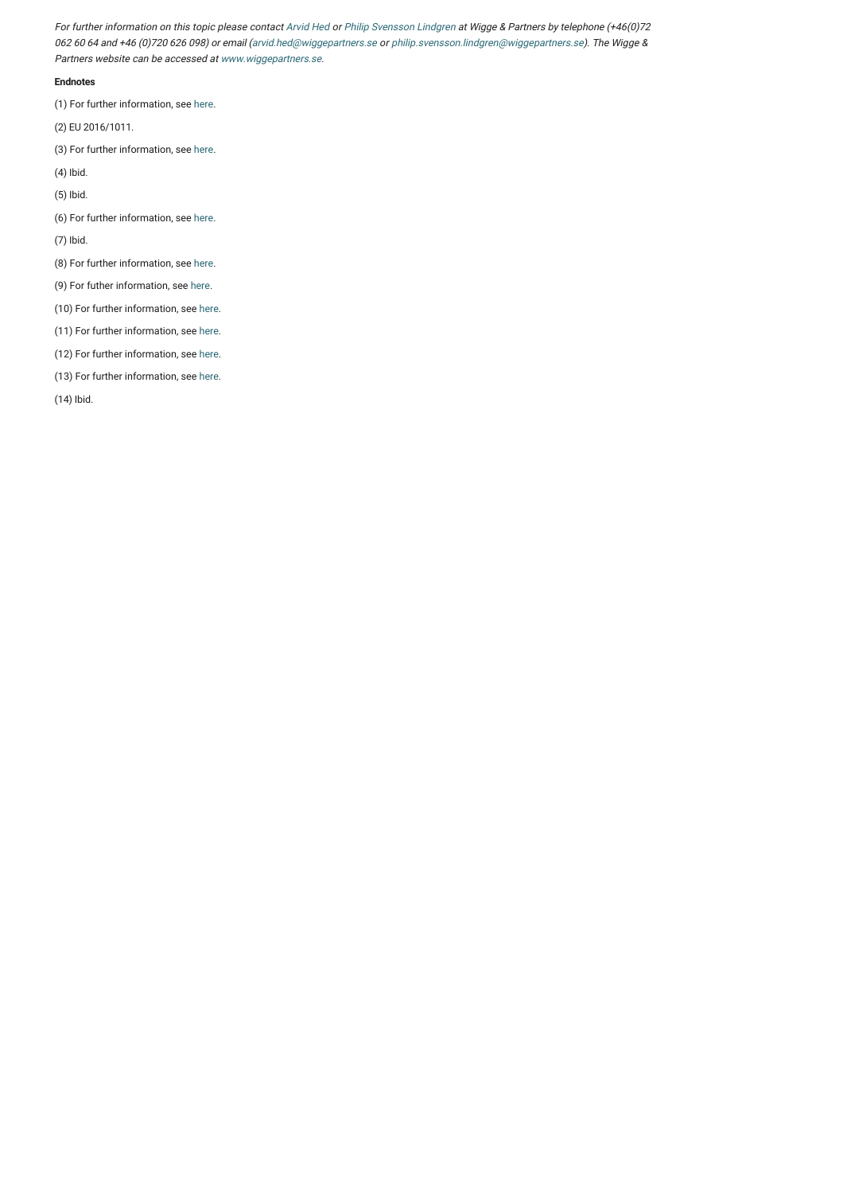*For further information on this topic please contact Arvid Hed or Philip Svensson Lindgren at Wigge & Partners by telephone (+46(0)72 062 60 64 and +46 (0)720 626 098) or email (arvid.hed@wiggepartners.se or philip.svensson.lindgren@wiggepartners.se). The Wigge & Partners website can be accessed at www.wiggepartners.se.*

**Endnotes**

(1) For further information, see here.

(2) EU 2016/1011.

(3) For further information, see here.

(4) Ibid.

(5) Ibid.

(6) For further information, see here.

(7) Ibid.

(8) For further information, see here.

(9) For futher information, see here.

(10) For further information, see here.

(11) For further information, see here.

(12) For further information, see here.

(13) For further information, see here.

(14) Ibid.